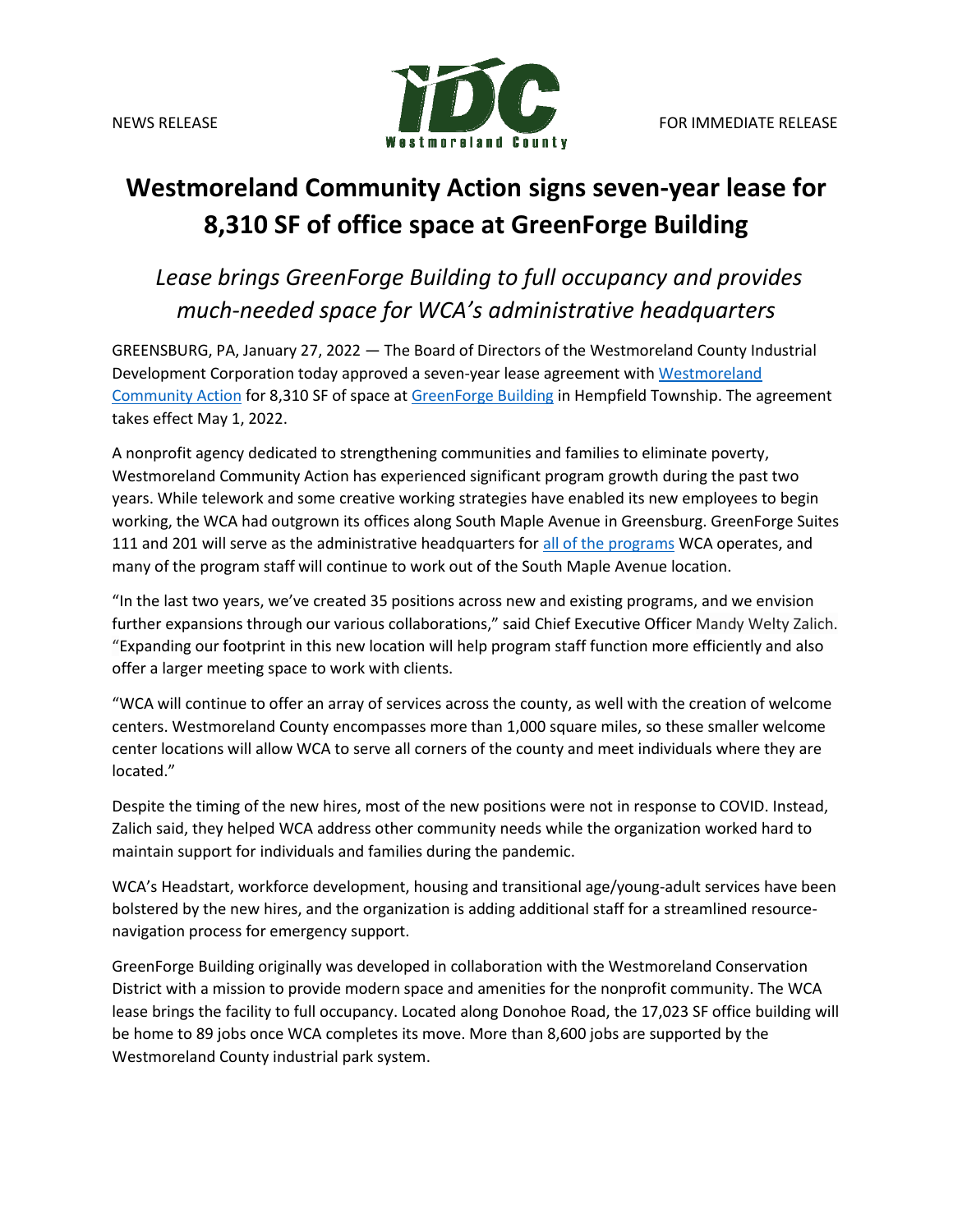NEWS RELEASE

IDC Westmoreland County

FOR IMMEDIATE RELEASE

# Westmoreland Community Action signs seven-year lease for 8,310 SF of office space at GreenForge Building

## *Lease brings GreenForge Building to full occupancy and provides much-needed space for WCA's administrative headquarters*

GREENSBURG, PA, January 27, 2022 — The Board of Directors of the Westmoreland County Industrial Development Corporation today approved a seven-year lease agreement with Westmoreland Community Action for 8,310 SF of space at GreenForge Building in Hempfield Township. The agreement takes effect May 1, 2022.

A nonprofit agency dedicated to strengthening communities and families to eliminate poverty, Westmoreland Community Action has experienced significant program growth during the past two years. While telework and some creative working strategies have enabled its new employees to begin working, the WCA had outgrown its offices along South Maple Avenue in Greensburg. GreenForge Suites 111 and 201 will serve as the administrative headquarters for all of the programs WCA operates, and many of the program staff will continue to work out of the South Maple Avenue location.

"In the last two years, we've created 35 positions across new and existing programs, and we envision further expansions through our various collaborations," said Chief Executive Officer Mandy Welty Zalich. "Expanding our footprint in this new location will help program staff function more efficiently and also offer a larger meeting space to work with clients.

"WCA will continue to offer an array of services across the county, as well with the creation of welcome centers. Westmoreland County encompasses more than 1,000 square miles, so these smaller welcome center locations will allow WCA to serve all corners of the county and meet individuals where they are located."

Despite the timing of the new hires, most of the new positions were not in response to COVID. Instead, Zalich said, they helped WCA address other community needs while the organization worked hard to maintain support for individuals and families during the pandemic.

WCA's Headstart, workforce development, housing and transitional age/young-adult services have been bolstered by the new hires, and the organization is adding additional staff for a streamlined resource-navigation process for emergency support.

GreenForge Building originally was developed in collaboration with the Westmoreland Conservation District with a mission to provide modern space and amenities for the nonprofit community. The WCA lease brings the facility to full occupancy. Located along Donohoe Road, the 17,023 SF office building will be home to 89 jobs once WCA completes its move. More than 8,600 jobs are supported by the Westmoreland County industrial park system.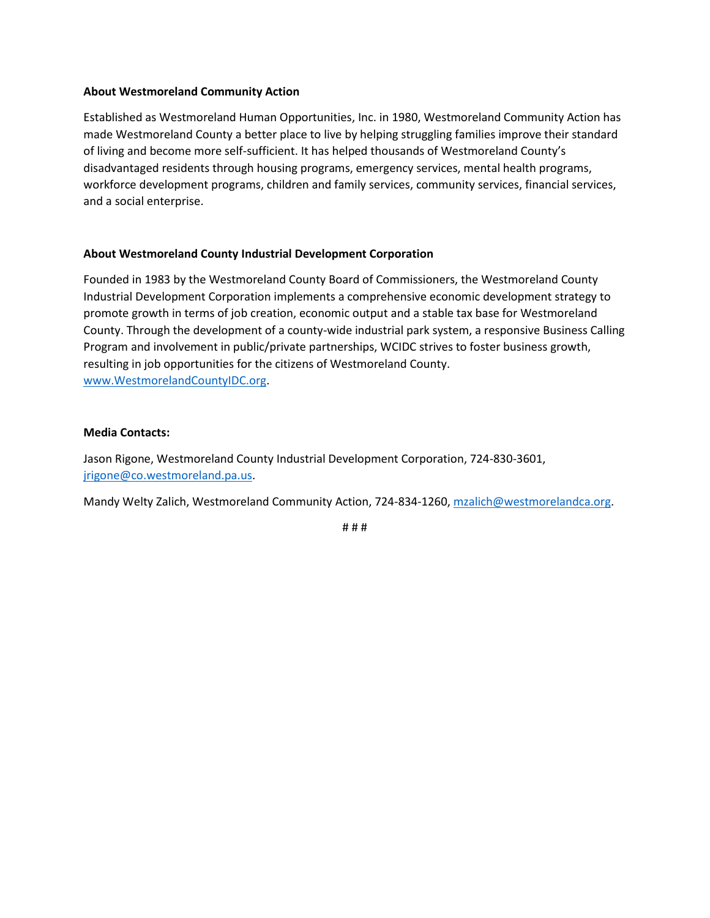**About Westmoreland Community Action**

Established as Westmoreland Human Opportunities, Inc. in 1980, Westmoreland Community Action has made Westmoreland County a better place to live by helping struggling families improve their standard of living and become more self-sufficient. It has helped thousands of Westmoreland County's disadvantaged residents through housing programs, emergency services, mental health programs, workforce development programs, children and family services, community services, financial services, and a social enterprise.

**About Westmoreland County Industrial Development Corporation**

Founded in 1983 by the Westmoreland County Board of Commissioners, the Westmoreland County Industrial Development Corporation implements a comprehensive economic development strategy to promote growth in terms of job creation, economic output and a stable tax base for Westmoreland County. Through the development of a county-wide industrial park system, a responsive Business Calling Program and involvement in public/private partnerships, WCIDC strives to foster business growth, resulting in job opportunities for the citizens of Westmoreland County. www.WestmorelandCountyIDC.org.

**Media Contacts:**

Jason Rigone, Westmoreland County Industrial Development Corporation, 724-830-3601, jrigone@co.westmoreland.pa.us.

Mandy Welty Zalich, Westmoreland Community Action, 724-834-1260, mzalich@westmorelandca.org.

# # #